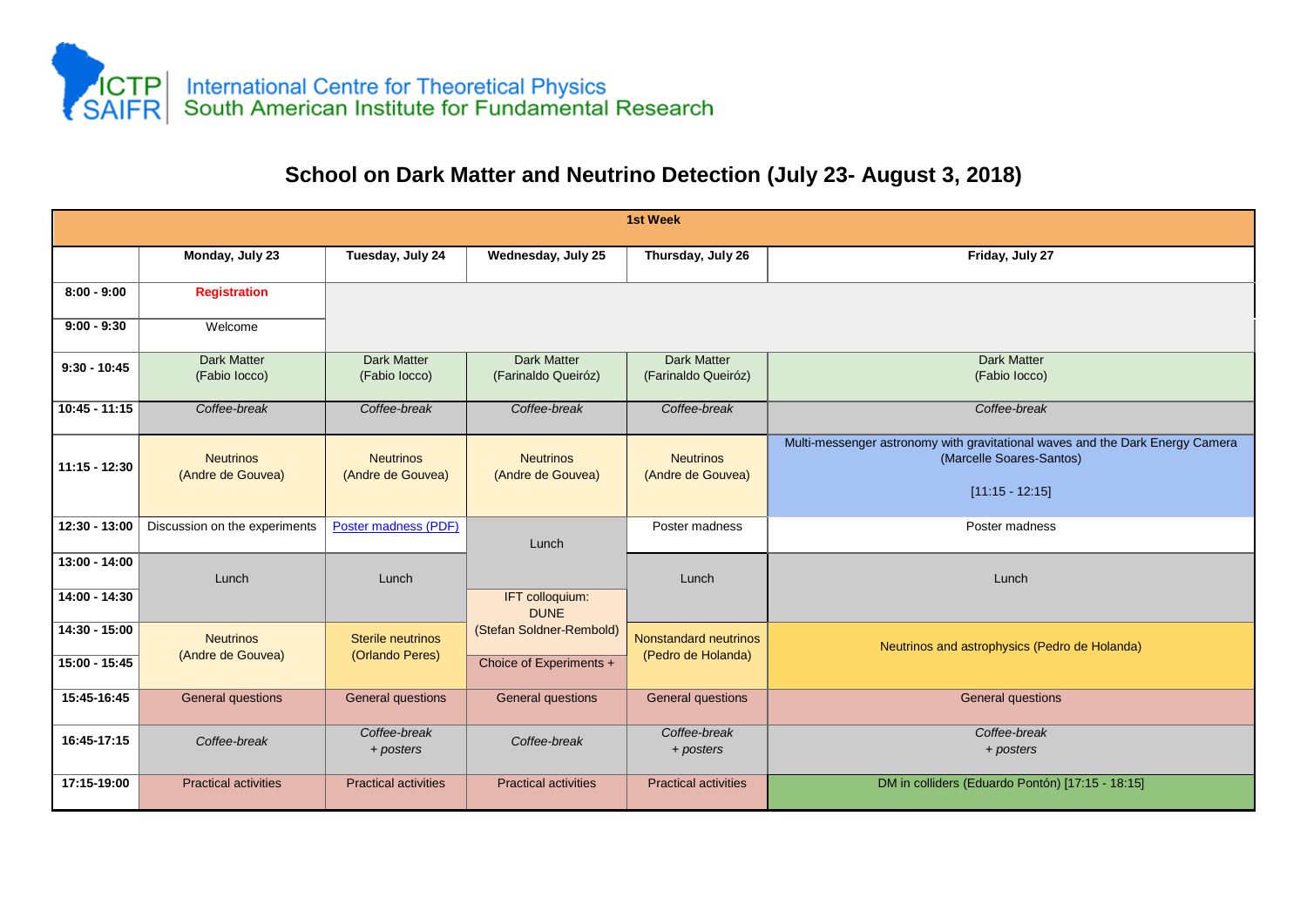ICTP SAIFR International Centre for Theoretical Physics South American Institute for Fundamental Research

# School on Dark Matter and Neutrino Detection (July 23- August 3, 2018)

| 1st Week | | | | | |
|---|---|---|---|---|---|
| | **Monday, July 23** | **Tuesday, July 24** | **Wednesday, July 25** | **Thursday, July 26** | **Friday, July 27** |
| **8:00 - 9:00** | **Registration** | | | | |
| **9:00 - 9:30** | Welcome | | | | |
| **9:30 - 10:45** | Dark Matter (Fabio Iocco) | Dark Matter (Fabio Iocco) | Dark Matter (Farinaldo Queiróz) | Dark Matter (Farinaldo Queiróz) | Dark Matter (Fabio Iocco) |
| **10:45 - 11:15** | *Coffee-break* | *Coffee-break* | *Coffee-break* | *Coffee-break* | *Coffee-break* |
| **11:15 - 12:30** | Neutrinos (Andre de Gouvea) | Neutrinos (Andre de Gouvea) | Neutrinos (Andre de Gouvea) | Neutrinos (Andre de Gouvea) | Multi-messenger astronomy with gravitational waves and the Dark Energy Camera (Marcelle Soares-Santos) [11:15 - 12:15] |
| **12:30 - 13:00** | Discussion on the experiments | Poster madness (PDF) | Lunch | Poster madness | Poster madness |
| **13:00 - 14:00** | Lunch | Lunch | | Lunch | Lunch |
| **14:00 - 14:30** | | | IFT colloquium: DUNE (Stefan Soldner-Rembold) | | |
| **14:30 - 15:00** | Neutrinos (Andre de Gouvea) | Sterile neutrinos (Orlando Peres) | | Nonstandard neutrinos (Pedro de Holanda) | Neutrinos and astrophysics (Pedro de Holanda) |
| **15:00 - 15:45** | | | Choice of Experiments + | | |
| **15:45-16:45** | General questions | General questions | General questions | General questions | General questions |
| **16:45-17:15** | *Coffee-break* | *Coffee-break + posters* | *Coffee-break* | *Coffee-break + posters* | *Coffee-break + posters* |
| **17:15-19:00** | Practical activities | Practical activities | Practical activities | Practical activities | DM in colliders (Eduardo Pontón) [17:15 - 18:15] |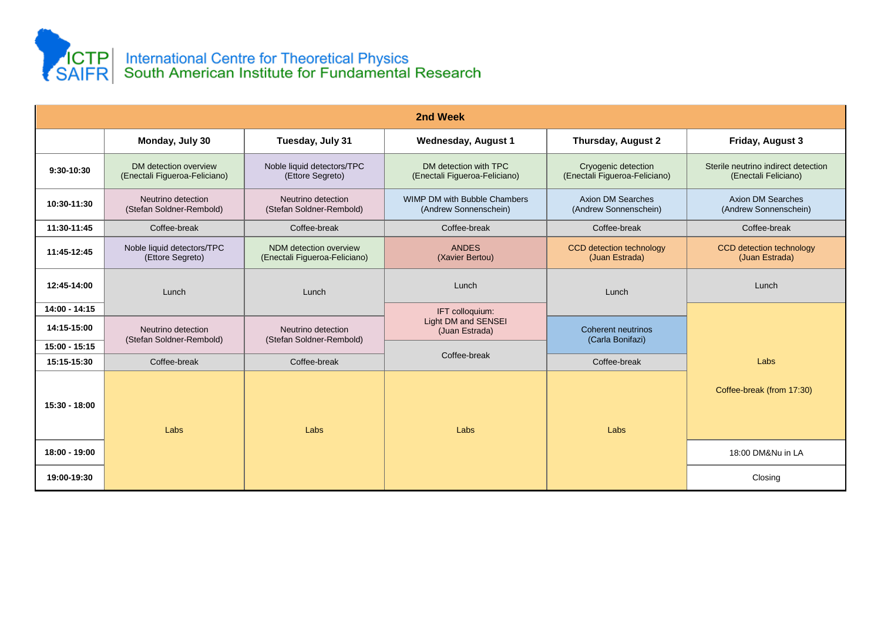ICTP SAIFR International Centre for Theoretical Physics South American Institute for Fundamental Research

| 2nd Week | | | | | |
|---|---|---|---|---|---|
| | **Monday, July 30** | **Tuesday, July 31** | **Wednesday, August 1** | **Thursday, August 2** | **Friday, August 3** |
| **9:30-10:30** | DM detection overview (Enectali Figueroa-Feliciano) | Noble liquid detectors/TPC (Ettore Segreto) | DM detection with TPC (Enectali Figueroa-Feliciano) | Cryogenic detection (Enectali Figueroa-Feliciano) | Sterile neutrino indirect detection (Enectali Feliciano) |
| **10:30-11:30** | Neutrino detection (Stefan Soldner-Rembold) | Neutrino detection (Stefan Soldner-Rembold) | WIMP DM with Bubble Chambers (Andrew Sonnenschein) | Axion DM Searches (Andrew Sonnenschein) | Axion DM Searches (Andrew Sonnenschein) |
| **11:30-11:45** | Coffee-break | Coffee-break | Coffee-break | Coffee-break | Coffee-break |
| **11:45-12:45** | Noble liquid detectors/TPC (Ettore Segreto) | NDM detection overview (Enectali Figueroa-Feliciano) | ANDES (Xavier Bertou) | CCD detection technology (Juan Estrada) | CCD detection technology (Juan Estrada) |
| **12:45-14:00** | Lunch | Lunch | Lunch | Lunch | Lunch |
| **14:00 - 14:15** | | | IFT colloquium: Light DM and SENSEI (Juan Estrada) | | Labs<br>Coffee-break (from 17:30) |
| **14:15-15:00** | Neutrino detection (Stefan Soldner-Rembold) | Neutrino detection (Stefan Soldner-Rembold) | | Coherent neutrinos (Carla Bonifazi) | |
| **15:00 - 15:15** | | | Coffee-break | | |
| **15:15-15:30** | Coffee-break | Coffee-break | | Coffee-break | |
| **15:30 - 18:00** | Labs | Labs | Labs | Labs | |
| **18:00 - 19:00** | | | | | 18:00 DM&Nu in LA |
| **19:00-19:30** | | | | | Closing |